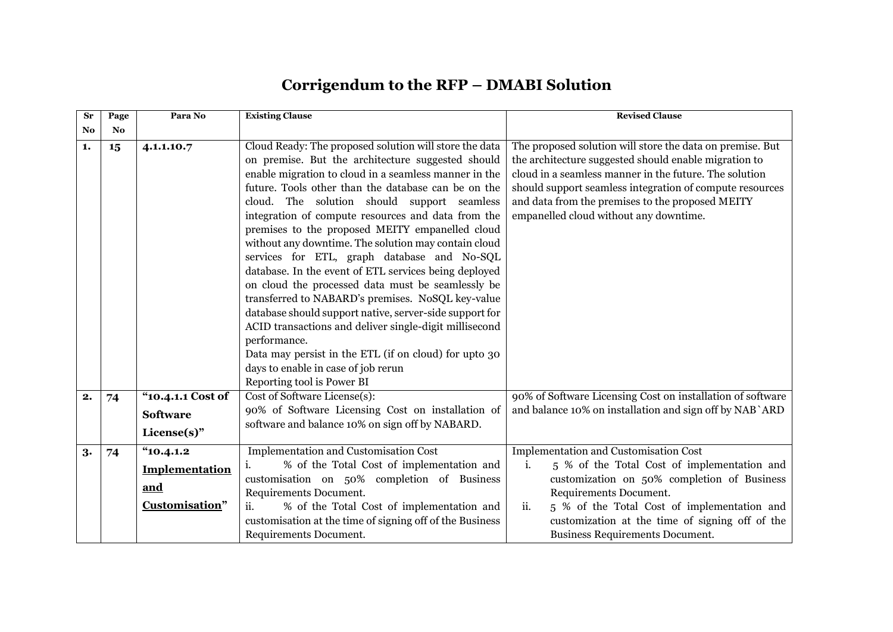# Corrigendum to the RFP – DMABI Solution

| Sr No | Page No | Para No | Existing Clause | Revised Clause |
|---|---|---|---|---|
| **1.** | **15** | **4.1.1.10.7** | Cloud Ready: The proposed solution will store the data on premise. But the architecture suggested should enable migration to cloud in a seamless manner in the future. Tools other than the database can be on the cloud. The solution should support seamless integration of compute resources and data from the premises to the proposed MEITY empanelled cloud without any downtime. The solution may contain cloud services for ETL, graph database and No-SQL database. In the event of ETL services being deployed on cloud the processed data must be seamlessly be transferred to NABARD's premises. NoSQL key-value database should support native, server-side support for ACID transactions and deliver single-digit millisecond performance.<br>Data may persist in the ETL (if on cloud) for upto 30 days to enable in case of job rerun<br>Reporting tool is Power BI | The proposed solution will store the data on premise. But the architecture suggested should enable migration to cloud in a seamless manner in the future. The solution should support seamless integration of compute resources and data from the premises to the proposed MEITY empanelled cloud without any downtime. |
| **2.** | **74** | **"10.4.1.1 Cost of Software License(s)"** | Cost of Software License(s):<br>90% of Software Licensing Cost on installation of software and balance 10% on sign off by NABARD. | 90% of Software Licensing Cost on installation of software and balance 10% on installation and sign off by NAB`ARD |
| **3.** | **74** | **"10.4.1.2 Implementation and Customisation"** | Implementation and Customisation Cost<br>i. % of the Total Cost of implementation and customisation on 50% completion of Business Requirements Document.<br>ii. % of the Total Cost of implementation and customisation at the time of signing off of the Business Requirements Document. | Implementation and Customisation Cost<br>i. 5 % of the Total Cost of implementation and customization on 50% completion of Business Requirements Document.<br>ii. 5 % of the Total Cost of implementation and customization at the time of signing off of the Business Requirements Document. |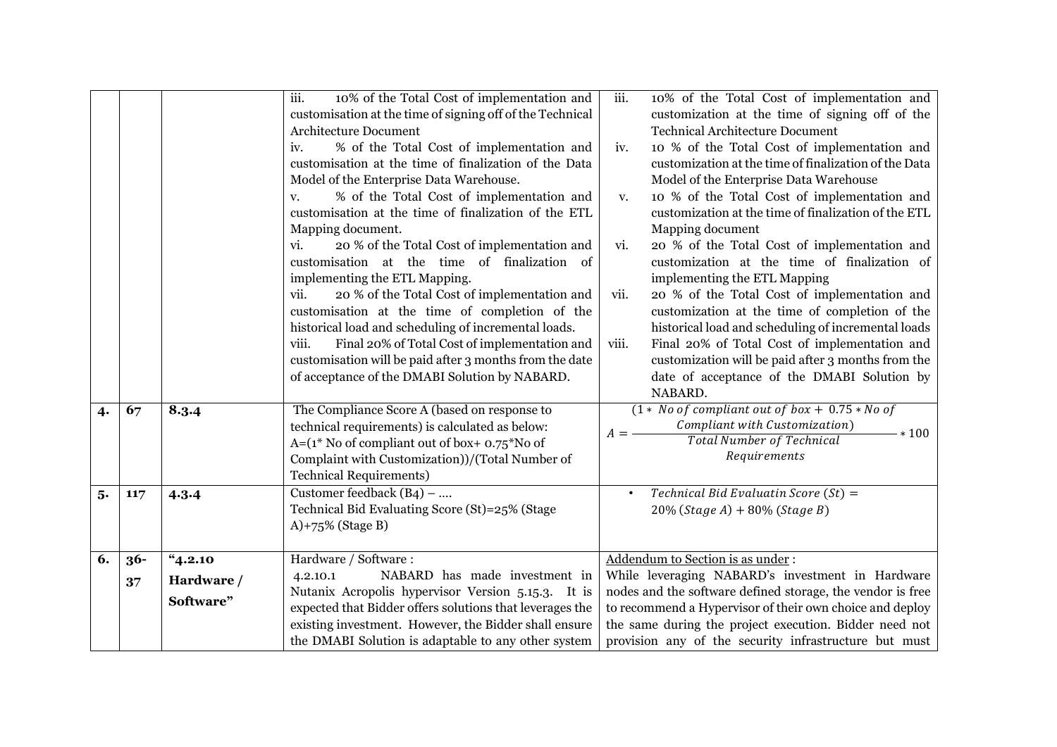| | | | | |
|---|---|---|---|---|
| | | | iii. 10% of the Total Cost of implementation and customisation at the time of signing off of the Technical Architecture Document<br>iv. % of the Total Cost of implementation and customisation at the time of finalization of the Data Model of the Enterprise Data Warehouse.<br>v. % of the Total Cost of implementation and customisation at the time of finalization of the ETL Mapping document.<br>vi. 20 % of the Total Cost of implementation and customisation at the time of finalization of implementing the ETL Mapping.<br>vii. 20 % of the Total Cost of implementation and customisation at the time of completion of the historical load and scheduling of incremental loads.<br>viii. Final 20% of Total Cost of implementation and customisation will be paid after 3 months from the date of acceptance of the DMABI Solution by NABARD. | iii. 10% of the Total Cost of implementation and customization at the time of signing off of the Technical Architecture Document<br>iv. 10 % of the Total Cost of implementation and customization at the time of finalization of the Data Model of the Enterprise Data Warehouse<br>v. 10 % of the Total Cost of implementation and customization at the time of finalization of the ETL Mapping document<br>vi. 20 % of the Total Cost of implementation and customization at the time of finalization of implementing the ETL Mapping<br>vii. 20 % of the Total Cost of implementation and customization at the time of completion of the historical load and scheduling of incremental loads<br>viii. Final 20% of Total Cost of implementation and customization will be paid after 3 months from the date of acceptance of the DMABI Solution by NABARD. |
| **4.** | **67** | **8.3.4** | The Compliance Score A (based on response to technical requirements) is calculated as below:<br>A=(1* No of compliant out of box+ 0.75*No of Complaint with Customization))/(Total Number of Technical Requirements) | $A = \frac{(1 * No\ of\ compliant\ out\ of\ box + 0.75 * No\ of\ Compliant\ with\ Customization)}{Total\ Number\ of\ Technical\ Requirements} * 100$ |
| **5.** | **117** | **4.3.4** | Customer feedback (B4) – ....<br>Technical Bid Evaluating Score (St)=25% (Stage A)+75% (Stage B) | • $Technical\ Bid\ Evaluatin\ Score\ (St) = 20\%\ (Stage\ A) + 80\%\ (Stage\ B)$ |
| **6.** | **36-37** | **"4.2.10 Hardware / Software"** | Hardware / Software :<br>4.2.10.1 NABARD has made investment in Nutanix Acropolis hypervisor Version 5.15.3. It is expected that Bidder offers solutions that leverages the existing investment. However, the Bidder shall ensure the DMABI Solution is adaptable to any other system | Addendum to Section is as under :<br>While leveraging NABARD's investment in Hardware nodes and the software defined storage, the vendor is free to recommend a Hypervisor of their own choice and deploy the same during the project execution. Bidder need not provision any of the security infrastructure but must |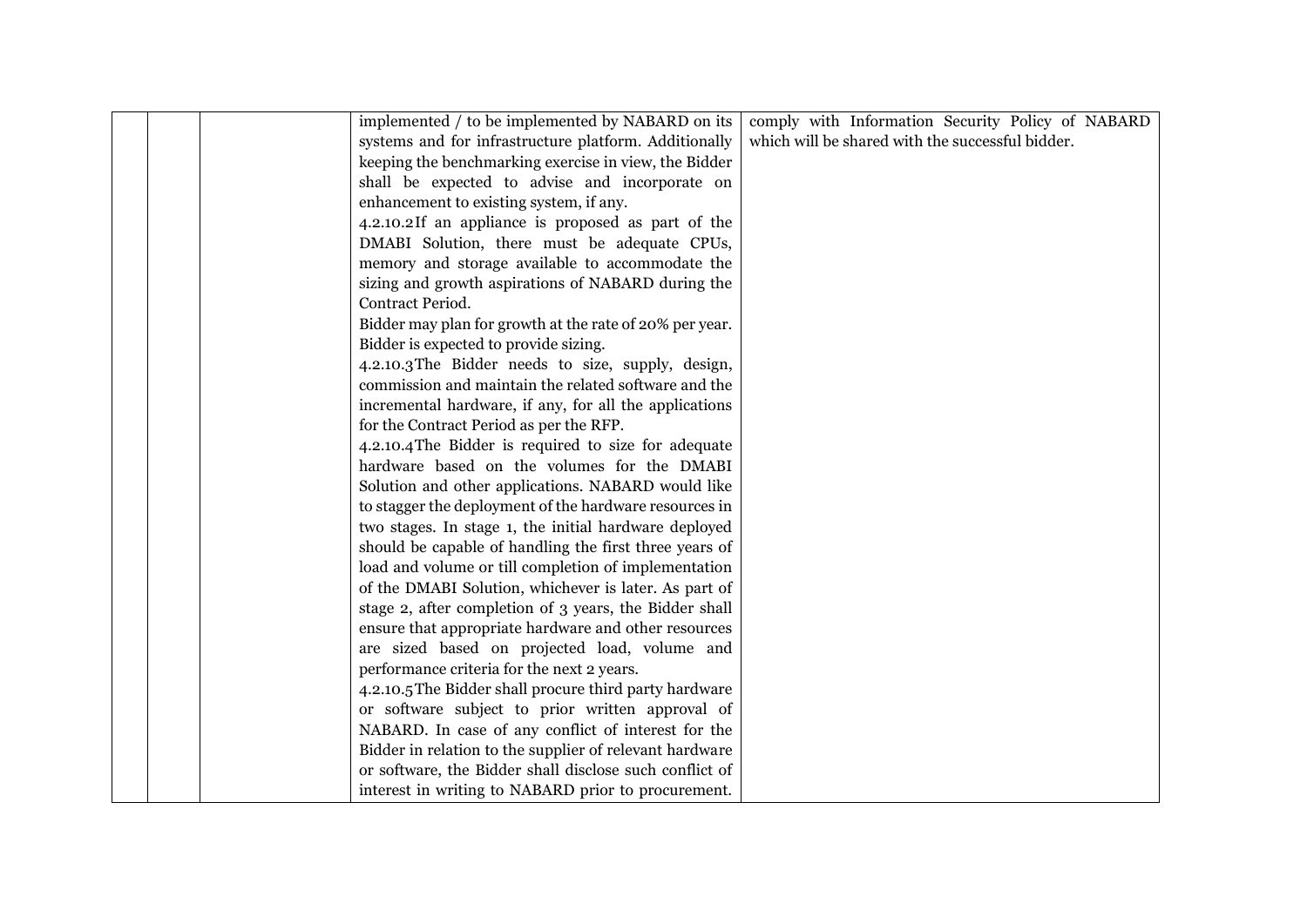|  |  |  | implemented / to be implemented by NABARD on its systems and for infrastructure platform. Additionally keeping the benchmarking exercise in view, the Bidder shall be expected to advise and incorporate on enhancement to existing system, if any.<br>4.2.10.2 If an appliance is proposed as part of the DMABI Solution, there must be adequate CPUs, memory and storage available to accommodate the sizing and growth aspirations of NABARD during the Contract Period.<br>Bidder may plan for growth at the rate of 20% per year. Bidder is expected to provide sizing.<br>4.2.10.3 The Bidder needs to size, supply, design, commission and maintain the related software and the incremental hardware, if any, for all the applications for the Contract Period as per the RFP.<br>4.2.10.4 The Bidder is required to size for adequate hardware based on the volumes for the DMABI Solution and other applications. NABARD would like to stagger the deployment of the hardware resources in two stages. In stage 1, the initial hardware deployed should be capable of handling the first three years of load and volume or till completion of implementation of the DMABI Solution, whichever is later. As part of stage 2, after completion of 3 years, the Bidder shall ensure that appropriate hardware and other resources are sized based on projected load, volume and performance criteria for the next 2 years.<br>4.2.10.5 The Bidder shall procure third party hardware or software subject to prior written approval of NABARD. In case of any conflict of interest for the Bidder in relation to the supplier of relevant hardware or software, the Bidder shall disclose such conflict of interest in writing to NABARD prior to procurement. | comply with Information Security Policy of NABARD which will be shared with the successful bidder. |
|---|---|---|---|---|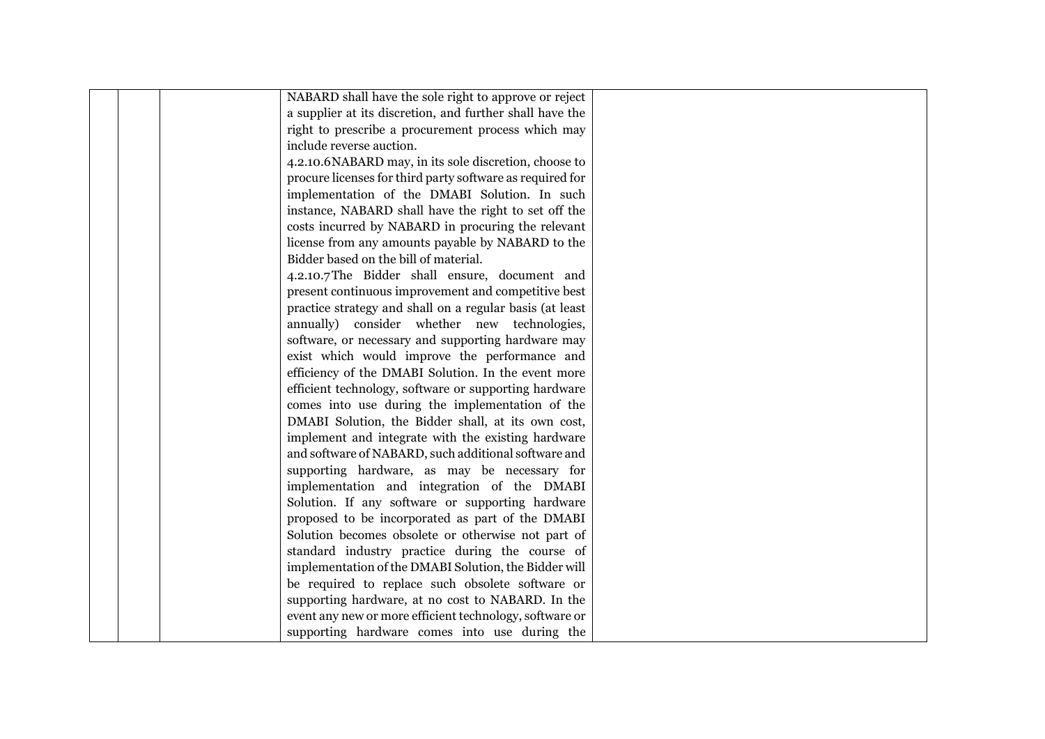|  |  |  | NABARD shall have the sole right to approve or reject a supplier at its discretion, and further shall have the right to prescribe a procurement process which may include reverse auction.<br>4.2.10.6NABARD may, in its sole discretion, choose to procure licenses for third party software as required for implementation of the DMABI Solution. In such instance, NABARD shall have the right to set off the costs incurred by NABARD in procuring the relevant license from any amounts payable by NABARD to the Bidder based on the bill of material.<br>4.2.10.7The Bidder shall ensure, document and present continuous improvement and competitive best practice strategy and shall on a regular basis (at least annually) consider whether new technologies, software, or necessary and supporting hardware may exist which would improve the performance and efficiency of the DMABI Solution. In the event more efficient technology, software or supporting hardware comes into use during the implementation of the DMABI Solution, the Bidder shall, at its own cost, implement and integrate with the existing hardware and software of NABARD, such additional software and supporting hardware, as may be necessary for implementation and integration of the DMABI Solution. If any software or supporting hardware proposed to be incorporated as part of the DMABI Solution becomes obsolete or otherwise not part of standard industry practice during the course of implementation of the DMABI Solution, the Bidder will be required to replace such obsolete software or supporting hardware, at no cost to NABARD. In the event any new or more efficient technology, software or supporting hardware comes into use during the |  |
|---|---|---|---|---|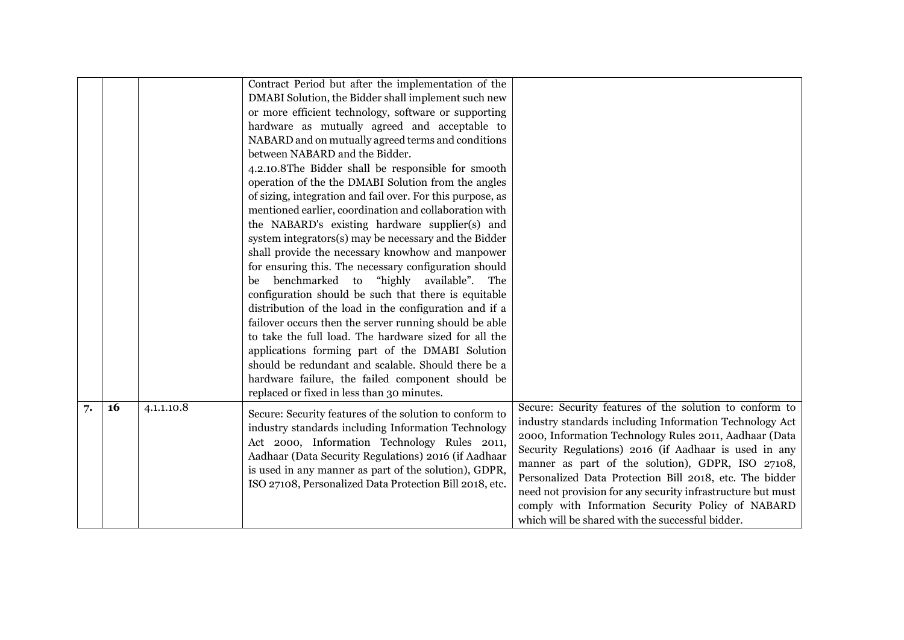|  |  |  |  |  |
|---|---|---|---|---|
|  |  |  | Contract Period but after the implementation of the DMABI Solution, the Bidder shall implement such new or more efficient technology, software or supporting hardware as mutually agreed and acceptable to NABARD and on mutually agreed terms and conditions between NABARD and the Bidder.<br>4.2.10.8The Bidder shall be responsible for smooth operation of the the DMABI Solution from the angles of sizing, integration and fail over. For this purpose, as mentioned earlier, coordination and collaboration with the NABARD's existing hardware supplier(s) and system integrators(s) may be necessary and the Bidder shall provide the necessary knowhow and manpower for ensuring this. The necessary configuration should be benchmarked to "highly available". The configuration should be such that there is equitable distribution of the load in the configuration and if a failover occurs then the server running should be able to take the full load. The hardware sized for all the applications forming part of the DMABI Solution should be redundant and scalable. Should there be a hardware failure, the failed component should be replaced or fixed in less than 30 minutes. |  |
| 7. | 16 | 4.1.1.10.8 | Secure: Security features of the solution to conform to industry standards including Information Technology Act 2000, Information Technology Rules 2011, Aadhaar (Data Security Regulations) 2016 (if Aadhaar is used in any manner as part of the solution), GDPR, ISO 27108, Personalized Data Protection Bill 2018, etc. | Secure: Security features of the solution to conform to industry standards including Information Technology Act 2000, Information Technology Rules 2011, Aadhaar (Data Security Regulations) 2016 (if Aadhaar is used in any manner as part of the solution), GDPR, ISO 27108, Personalized Data Protection Bill 2018, etc. The bidder need not provision for any security infrastructure but must comply with Information Security Policy of NABARD which will be shared with the successful bidder. |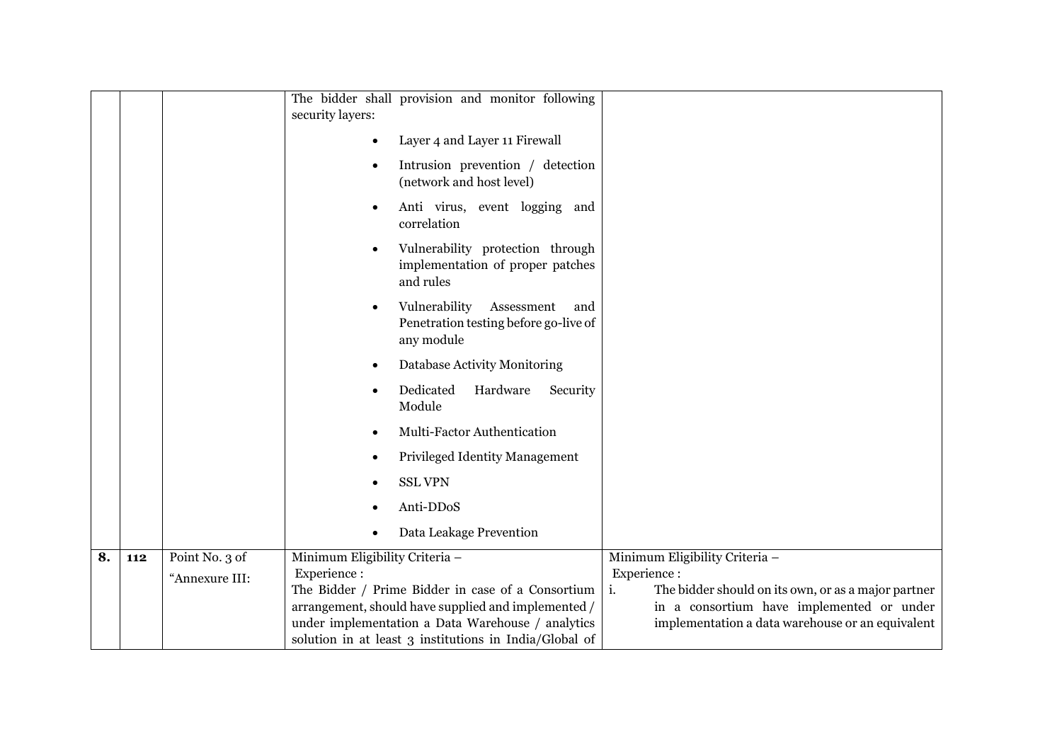| | | | | |
|---|---|---|---|---|
| | | | The bidder shall provision and monitor following security layers:<br>• Layer 4 and Layer 11 Firewall<br>• Intrusion prevention / detection (network and host level)<br>• Anti virus, event logging and correlation<br>• Vulnerability protection through implementation of proper patches and rules<br>• Vulnerability Assessment and Penetration testing before go-live of any module<br>• Database Activity Monitoring<br>• Dedicated Hardware Security Module<br>• Multi-Factor Authentication<br>• Privileged Identity Management<br>• SSL VPN<br>• Anti-DDoS<br>• Data Leakage Prevention | |
| **8.** | **112** | Point No. 3 of "Annexure III: | Minimum Eligibility Criteria –<br>Experience :<br>The Bidder / Prime Bidder in case of a Consortium arrangement, should have supplied and implemented / under implementation a Data Warehouse / analytics solution in at least 3 institutions in India/Global of | Minimum Eligibility Criteria –<br>Experience :<br>i. The bidder should on its own, or as a major partner in a consortium have implemented or under implementation a data warehouse or an equivalent |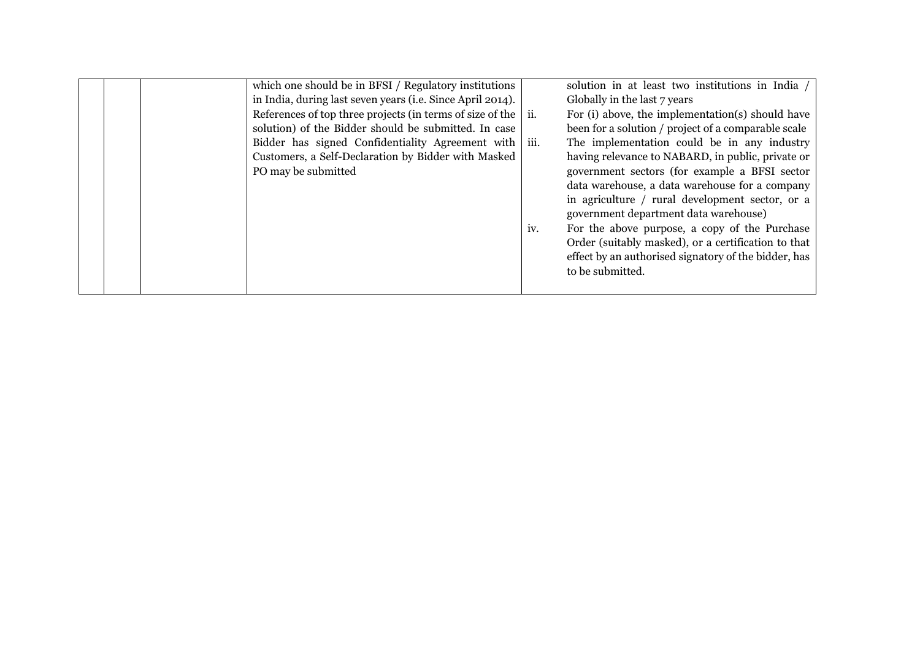| | | | | |
|---|---|---|---|---|
| | | | which one should be in BFSI / Regulatory institutions in India, during last seven years (i.e. Since April 2014). References of top three projects (in terms of size of the solution) of the Bidder should be submitted. In case Bidder has signed Confidentiality Agreement with Customers, a Self-Declaration by Bidder with Masked PO may be submitted | solution in at least two institutions in India / Globally in the last 7 years<br>ii. For (i) above, the implementation(s) should have been for a solution / project of a comparable scale<br>iii. The implementation could be in any industry having relevance to NABARD, in public, private or government sectors (for example a BFSI sector data warehouse, a data warehouse for a company in agriculture / rural development sector, or a government department data warehouse)<br>iv. For the above purpose, a copy of the Purchase Order (suitably masked), or a certification to that effect by an authorised signatory of the bidder, has to be submitted. |